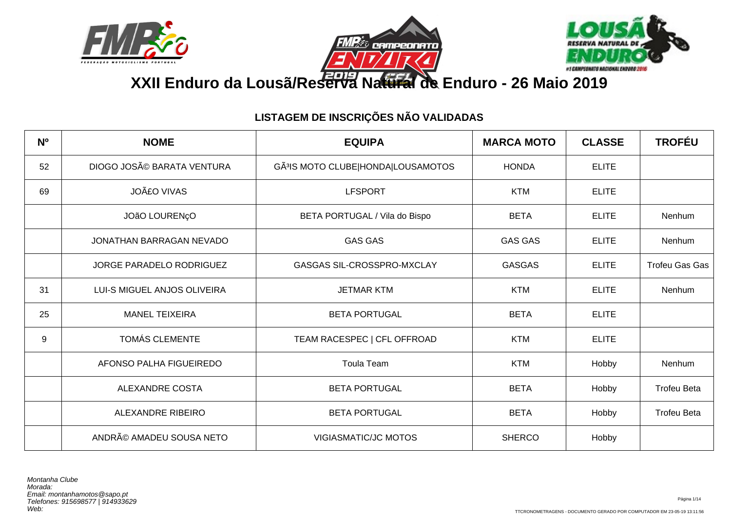# XXII Enduro da Lousã/Reserva Natural de Enduro - 26 Maio 2019

## LISTAGEM DE INSCRIÇÕES NÃO VALIDADAS

| Nº | NOME | EQUIPA | MARCA MOTO | CLASSE | TROFÉU |
|---|---|---|---|---|---|
| 52 | DIOGO JOSÃ© BARATA VENTURA | GÃ³IS MOTO CLUBE|HONDA|LOUSAMOTOS | HONDA | ELITE | |
| 69 | JOÃ£O VIVAS | LFSPORT | KTM | ELITE | |
| | JOãO LOURENçO | BETA PORTUGAL / Vila do Bispo | BETA | ELITE | Nenhum |
| | JONATHAN BARRAGAN NEVADO | GAS GAS | GAS GAS | ELITE | Nenhum |
| | JORGE PARADELO RODRIGUEZ | GASGAS SIL-CROSSPRO-MXCLAY | GASGAS | ELITE | Trofeu Gas Gas |
| 31 | LUI-S MIGUEL ANJOS OLIVEIRA | JETMAR KTM | KTM | ELITE | Nenhum |
| 25 | MANEL TEIXEIRA | BETA PORTUGAL | BETA | ELITE | |
| 9 | TOMÁS CLEMENTE | TEAM RACESPEC | CFL OFFROAD | KTM | ELITE | |
| | AFONSO PALHA FIGUEIREDO | Toula Team | KTM | Hobby | Nenhum |
| | ALEXANDRE COSTA | BETA PORTUGAL | BETA | Hobby | Trofeu Beta |
| | ALEXANDRE RIBEIRO | BETA PORTUGAL | BETA | Hobby | Trofeu Beta |
| | ANDRÃ© AMADEU SOUSA NETO | VIGIASMATIC/JC MOTOS | SHERCO | Hobby | |

*Montanha Clube*
*Morada:*
*Email: montanhamotos@sapo.pt*
*Telefones: 915698577 | 914933629*
*Web:*

TTCRONOMETRAGENS - DOCUMENTO GERADO POR COMPUTADOR EM 23-05-19 13:11:56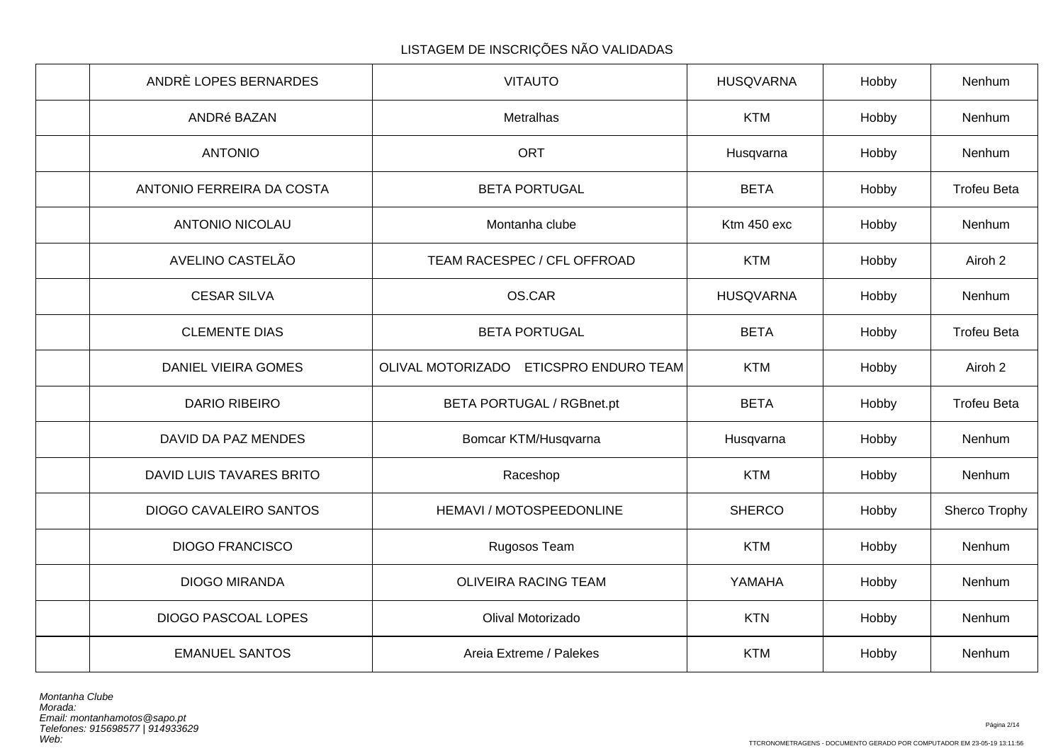LISTAGEM DE INSCRIÇÕES NÃO VALIDADAS

| | | | | | |
|---|---|---|---|---|---|
| | ANDRÈ LOPES BERNARDES | VITAUTO | HUSQVARNA | Hobby | Nenhum |
| | ANDRé BAZAN | Metralhas | KTM | Hobby | Nenhum |
| | ANTONIO | ORT | Husqvarna | Hobby | Nenhum |
| | ANTONIO FERREIRA DA COSTA | BETA PORTUGAL | BETA | Hobby | Trofeu Beta |
| | ANTONIO NICOLAU | Montanha clube | Ktm 450 exc | Hobby | Nenhum |
| | AVELINO CASTELÃO | TEAM RACESPEC / CFL OFFROAD | KTM | Hobby | Airoh 2 |
| | CESAR SILVA | OS.CAR | HUSQVARNA | Hobby | Nenhum |
| | CLEMENTE DIAS | BETA PORTUGAL | BETA | Hobby | Trofeu Beta |
| | DANIEL VIEIRA GOMES | OLIVAL MOTORIZADO ETICSPRO ENDURO TEAM | KTM | Hobby | Airoh 2 |
| | DARIO RIBEIRO | BETA PORTUGAL / RGBnet.pt | BETA | Hobby | Trofeu Beta |
| | DAVID DA PAZ MENDES | Bomcar KTM/Husqvarna | Husqvarna | Hobby | Nenhum |
| | DAVID LUIS TAVARES BRITO | Raceshop | KTM | Hobby | Nenhum |
| | DIOGO CAVALEIRO SANTOS | HEMAVI / MOTOSPEEDONLINE | SHERCO | Hobby | Sherco Trophy |
| | DIOGO FRANCISCO | Rugosos Team | KTM | Hobby | Nenhum |
| | DIOGO MIRANDA | OLIVEIRA RACING TEAM | YAMAHA | Hobby | Nenhum |
| | DIOGO PASCOAL LOPES | Olival Motorizado | KTN | Hobby | Nenhum |
| | EMANUEL SANTOS | Areia Extreme / Palekes | KTM | Hobby | Nenhum |

*Montanha Clube*
*Morada:*
*Email: montanhamotos@sapo.pt*
*Telefones: 915698577 | 914933629*
*Web:*

TTCRONOMETRAGENS - DOCUMENTO GERADO POR COMPUTADOR EM 23-05-19 13:11:56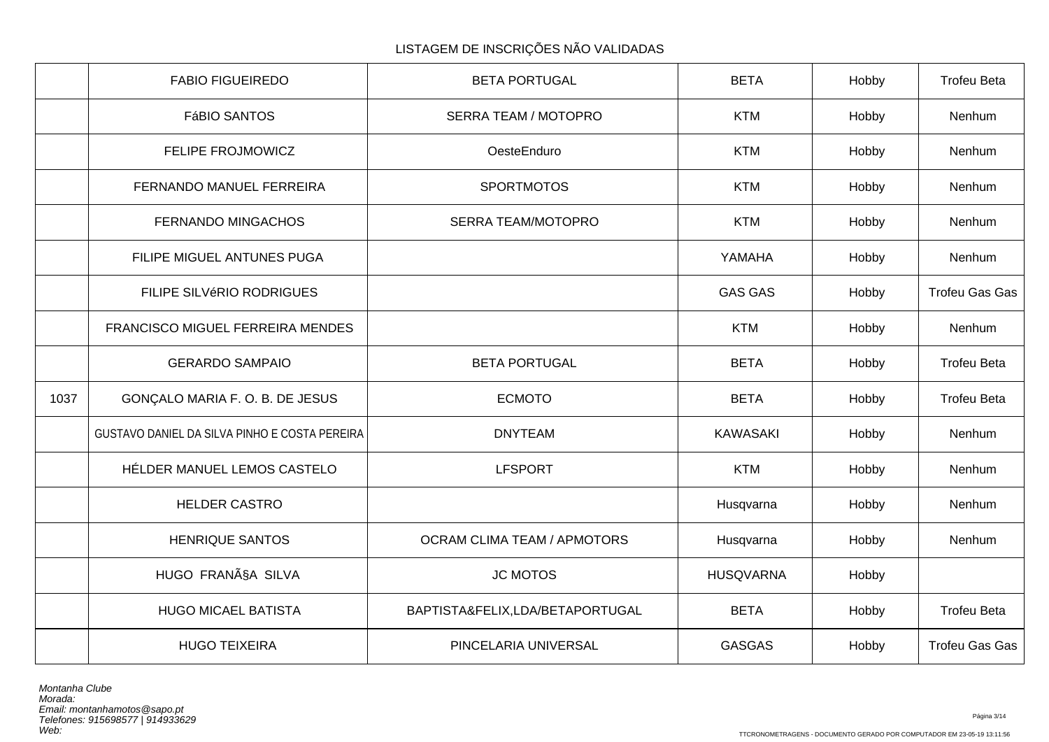LISTAGEM DE INSCRIÇÕES NÃO VALIDADAS

| | | | | | |
|---|---|---|---|---|---|
| | FABIO FIGUEIREDO | BETA PORTUGAL | BETA | Hobby | Trofeu Beta |
| | FáBIO SANTOS | SERRA TEAM / MOTOPRO | KTM | Hobby | Nenhum |
| | FELIPE FROJMOWICZ | OesteEnduro | KTM | Hobby | Nenhum |
| | FERNANDO MANUEL FERREIRA | SPORTMOTOS | KTM | Hobby | Nenhum |
| | FERNANDO MINGACHOS | SERRA TEAM/MOTOPRO | KTM | Hobby | Nenhum |
| | FILIPE MIGUEL ANTUNES PUGA | | YAMAHA | Hobby | Nenhum |
| | FILIPE SILVéRIO RODRIGUES | | GAS GAS | Hobby | Trofeu Gas Gas |
| | FRANCISCO MIGUEL FERREIRA MENDES | | KTM | Hobby | Nenhum |
| | GERARDO SAMPAIO | BETA PORTUGAL | BETA | Hobby | Trofeu Beta |
| 1037 | GONÇALO MARIA F. O. B. DE JESUS | ECMOTO | BETA | Hobby | Trofeu Beta |
| | GUSTAVO DANIEL DA SILVA PINHO E COSTA PEREIRA | DNYTEAM | KAWASAKI | Hobby | Nenhum |
| | HÉLDER MANUEL LEMOS CASTELO | LFSPORT | KTM | Hobby | Nenhum |
| | HELDER CASTRO | | Husqvarna | Hobby | Nenhum |
| | HENRIQUE SANTOS | OCRAM CLIMA TEAM / APMOTORS | Husqvarna | Hobby | Nenhum |
| | HUGO FRANÃ§A SILVA | JC MOTOS | HUSQVARNA | Hobby | |
| | HUGO MICAEL BATISTA | BAPTISTA&FELIX,LDA/BETAPORTUGAL | BETA | Hobby | Trofeu Beta |
| | HUGO TEIXEIRA | PINCELARIA UNIVERSAL | GASGAS | Hobby | Trofeu Gas Gas |

*Montanha Clube*
*Morada:*
*Email: montanhamotos@sapo.pt*
*Telefones: 915698577 | 914933629*
*Web:*

TTCRONOMETRAGENS - DOCUMENTO GERADO POR COMPUTADOR EM 23-05-19 13:11:56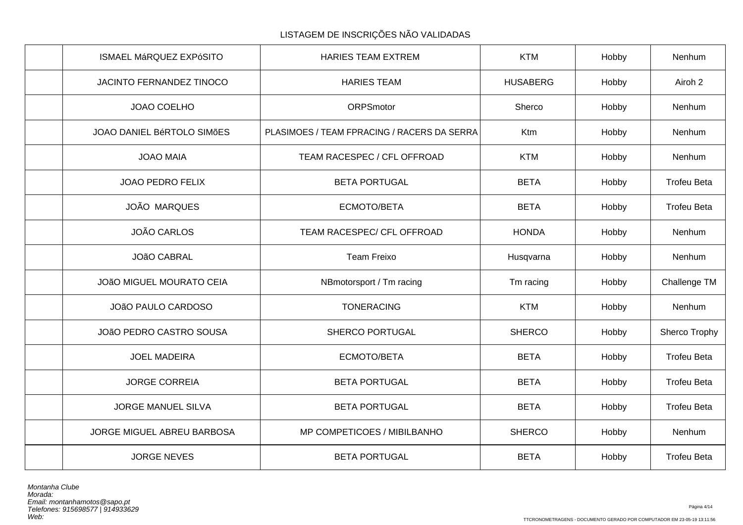LISTAGEM DE INSCRIÇÕES NÃO VALIDADAS

| | | | | | |
|---|---|---|---|---|---|
| | ISMAEL MáRQUEZ EXPóSITO | HARIES TEAM EXTREM | KTM | Hobby | Nenhum |
| | JACINTO FERNANDEZ TINOCO | HARIES TEAM | HUSABERG | Hobby | Airoh 2 |
| | JOAO COELHO | ORPSmotor | Sherco | Hobby | Nenhum |
| | JOAO DANIEL BéRTOLO SIMõES | PLASIMOES / TEAM FPRACING / RACERS DA SERRA | Ktm | Hobby | Nenhum |
| | JOAO MAIA | TEAM RACESPEC / CFL OFFROAD | KTM | Hobby | Nenhum |
| | JOAO PEDRO FELIX | BETA PORTUGAL | BETA | Hobby | Trofeu Beta |
| | JOÃO  MARQUES | ECMOTO/BETA | BETA | Hobby | Trofeu Beta |
| | JOÃO CARLOS | TEAM RACESPEC/ CFL OFFROAD | HONDA | Hobby | Nenhum |
| | JOãO CABRAL | Team Freixo | Husqvarna | Hobby | Nenhum |
| | JOãO MIGUEL MOURATO CEIA | NBmotorsport / Tm racing | Tm racing | Hobby | Challenge TM |
| | JOãO PAULO CARDOSO | TONERACING | KTM | Hobby | Nenhum |
| | JOãO PEDRO CASTRO SOUSA | SHERCO PORTUGAL | SHERCO | Hobby | Sherco Trophy |
| | JOEL MADEIRA | ECMOTO/BETA | BETA | Hobby | Trofeu Beta |
| | JORGE CORREIA | BETA PORTUGAL | BETA | Hobby | Trofeu Beta |
| | JORGE MANUEL SILVA | BETA PORTUGAL | BETA | Hobby | Trofeu Beta |
| | JORGE MIGUEL ABREU BARBOSA | MP COMPETICOES / MIBILBANHO | SHERCO | Hobby | Nenhum |
| | JORGE NEVES | BETA PORTUGAL | BETA | Hobby | Trofeu Beta |

*Montanha Clube*
*Morada:*
*Email: montanhamotos@sapo.pt*
*Telefones: 915698577 | 914933629*
*Web:*

TTCRONOMETRAGENS - DOCUMENTO GERADO POR COMPUTADOR EM 23-05-19 13:11:56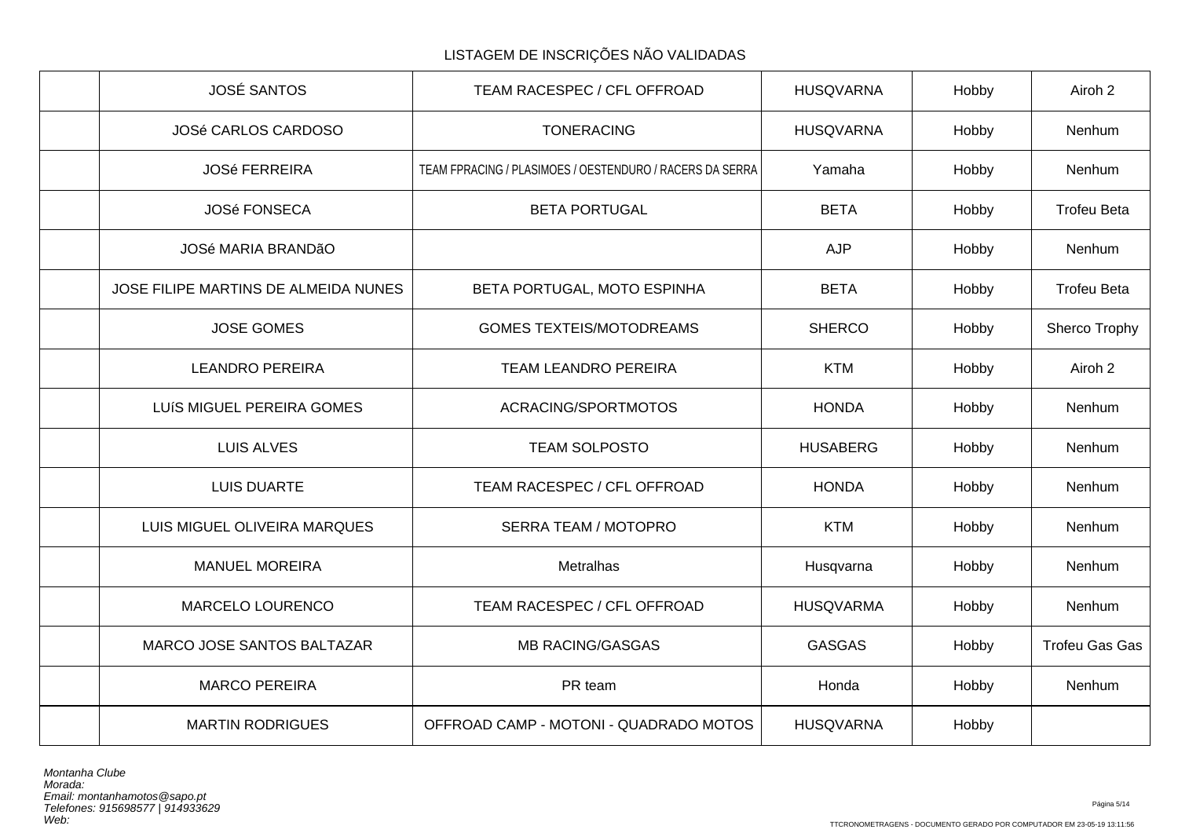LISTAGEM DE INSCRIÇÕES NÃO VALIDADAS

| | | | | | |
|---|---|---|---|---|---|
| | JOSÉ SANTOS | TEAM RACESPEC / CFL OFFROAD | HUSQVARNA | Hobby | Airoh 2 |
| | JOSé CARLOS CARDOSO | TONERACING | HUSQVARNA | Hobby | Nenhum |
| | JOSé FERREIRA | TEAM FPRACING / PLASIMOES / OESTENDURO / RACERS DA SERRA | Yamaha | Hobby | Nenhum |
| | JOSé FONSECA | BETA PORTUGAL | BETA | Hobby | Trofeu Beta |
| | JOSé MARIA BRANDãO | | AJP | Hobby | Nenhum |
| | JOSE FILIPE MARTINS DE ALMEIDA NUNES | BETA PORTUGAL, MOTO ESPINHA | BETA | Hobby | Trofeu Beta |
| | JOSE GOMES | GOMES TEXTEIS/MOTODREAMS | SHERCO | Hobby | Sherco Trophy |
| | LEANDRO PEREIRA | TEAM LEANDRO PEREIRA | KTM | Hobby | Airoh 2 |
| | LUíS MIGUEL PEREIRA GOMES | ACRACING/SPORTMOTOS | HONDA | Hobby | Nenhum |
| | LUIS ALVES | TEAM SOLPOSTO | HUSABERG | Hobby | Nenhum |
| | LUIS DUARTE | TEAM RACESPEC / CFL OFFROAD | HONDA | Hobby | Nenhum |
| | LUIS MIGUEL OLIVEIRA MARQUES | SERRA TEAM / MOTOPRO | KTM | Hobby | Nenhum |
| | MANUEL MOREIRA | Metralhas | Husqvarna | Hobby | Nenhum |
| | MARCELO LOURENCO | TEAM RACESPEC / CFL OFFROAD | HUSQVARMA | Hobby | Nenhum |
| | MARCO JOSE SANTOS BALTAZAR | MB RACING/GASGAS | GASGAS | Hobby | Trofeu Gas Gas |
| | MARCO PEREIRA | PR team | Honda | Hobby | Nenhum |
| | MARTIN RODRIGUES | OFFROAD CAMP - MOTONI - QUADRADO MOTOS | HUSQVARNA | Hobby | |

*Montanha Clube*
*Morada:*
*Email: montanhamotos@sapo.pt*
*Telefones: 915698577 | 914933629*
*Web:*

TTCRONOMETRAGENS - DOCUMENTO GERADO POR COMPUTADOR EM 23-05-19 13:11:56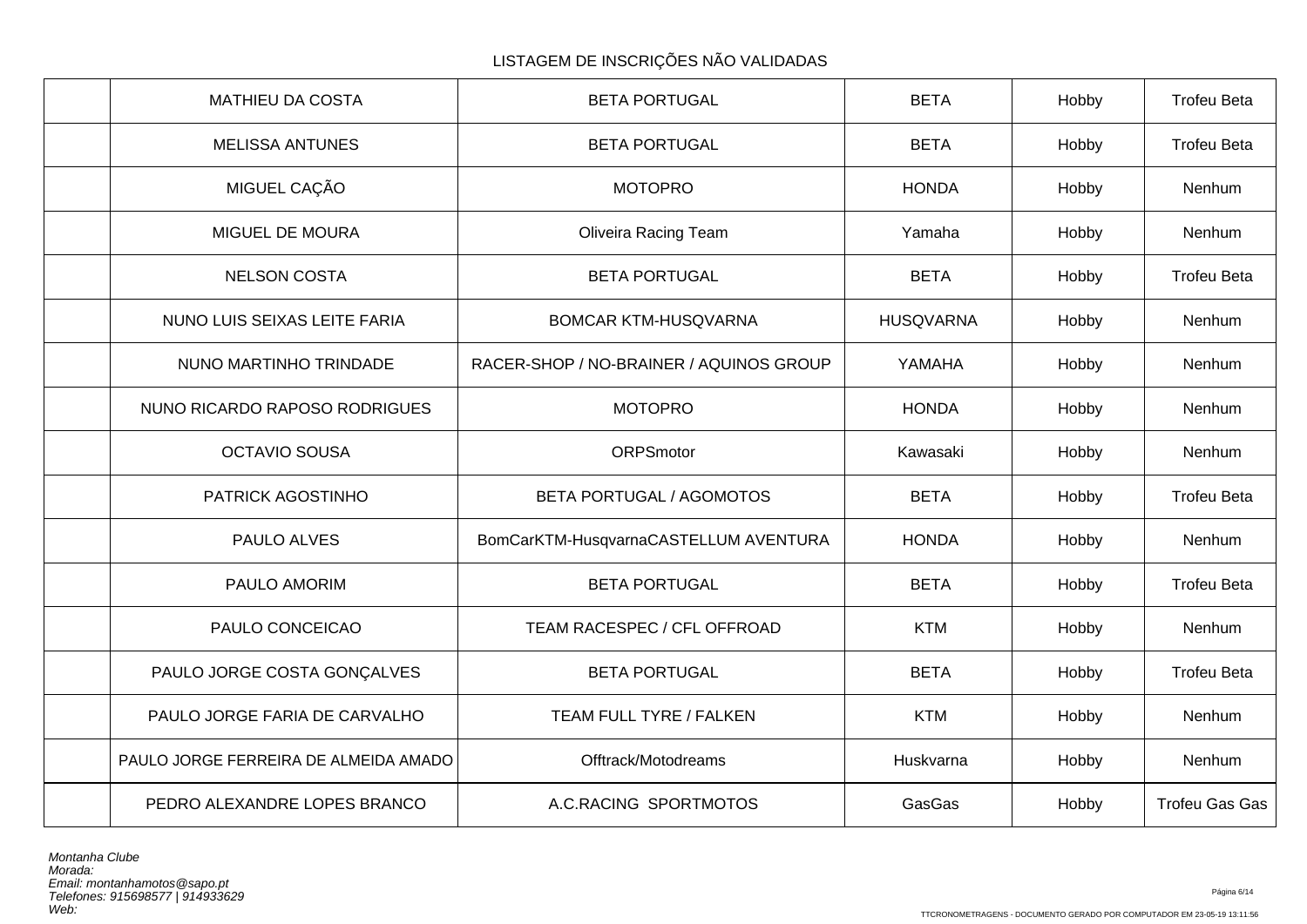LISTAGEM DE INSCRIÇÕES NÃO VALIDADAS

| | | | | | |
|---|---|---|---|---|---|
| | MATHIEU DA COSTA | BETA PORTUGAL | BETA | Hobby | Trofeu Beta |
| | MELISSA ANTUNES | BETA PORTUGAL | BETA | Hobby | Trofeu Beta |
| | MIGUEL CAÇÃO | MOTOPRO | HONDA | Hobby | Nenhum |
| | MIGUEL DE MOURA | Oliveira Racing Team | Yamaha | Hobby | Nenhum |
| | NELSON COSTA | BETA PORTUGAL | BETA | Hobby | Trofeu Beta |
| | NUNO LUIS SEIXAS LEITE FARIA | BOMCAR KTM-HUSQVARNA | HUSQVARNA | Hobby | Nenhum |
| | NUNO MARTINHO TRINDADE | RACER-SHOP / NO-BRAINER / AQUINOS GROUP | YAMAHA | Hobby | Nenhum |
| | NUNO RICARDO RAPOSO RODRIGUES | MOTOPRO | HONDA | Hobby | Nenhum |
| | OCTAVIO SOUSA | ORPSmotor | Kawasaki | Hobby | Nenhum |
| | PATRICK AGOSTINHO | BETA PORTUGAL / AGOMOTOS | BETA | Hobby | Trofeu Beta |
| | PAULO ALVES | BomCarKTM-HusqvarnaCASTELLUM AVENTURA | HONDA | Hobby | Nenhum |
| | PAULO AMORIM | BETA PORTUGAL | BETA | Hobby | Trofeu Beta |
| | PAULO CONCEICAO | TEAM RACESPEC / CFL OFFROAD | KTM | Hobby | Nenhum |
| | PAULO JORGE COSTA GONÇALVES | BETA PORTUGAL | BETA | Hobby | Trofeu Beta |
| | PAULO JORGE FARIA DE CARVALHO | TEAM FULL TYRE / FALKEN | KTM | Hobby | Nenhum |
| | PAULO JORGE FERREIRA DE ALMEIDA AMADO | Offtrack/Motodreams | Huskvarna | Hobby | Nenhum |
| | PEDRO ALEXANDRE LOPES BRANCO | A.C.RACING SPORTMOTOS | GasGas | Hobby | Trofeu Gas Gas |

*Montanha Clube*
*Morada:*
*Email: montanhamotos@sapo.pt*
*Telefones: 915698577 | 914933629*
*Web:*

TTCRONOMETRAGENS - DOCUMENTO GERADO POR COMPUTADOR EM 23-05-19 13:11:56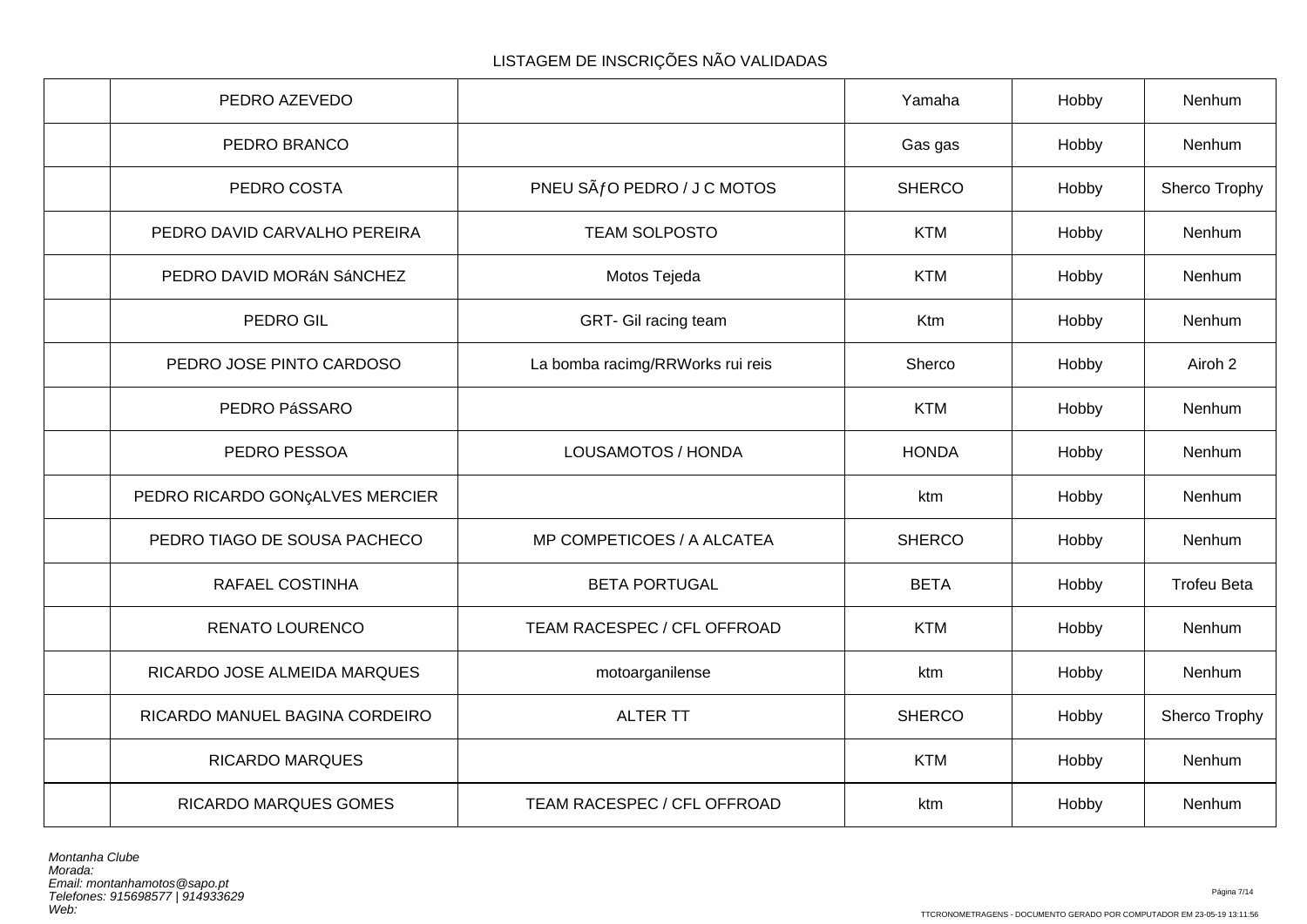LISTAGEM DE INSCRIÇÕES NÃO VALIDADAS

| | | | | | |
|---|---|---|---|---|---|
| | PEDRO AZEVEDO | | Yamaha | Hobby | Nenhum |
| | PEDRO BRANCO | | Gas gas | Hobby | Nenhum |
| | PEDRO COSTA | PNEU SÃƒO PEDRO / J C MOTOS | SHERCO | Hobby | Sherco Trophy |
| | PEDRO DAVID CARVALHO PEREIRA | TEAM SOLPOSTO | KTM | Hobby | Nenhum |
| | PEDRO DAVID MORáN SáNCHEZ | Motos Tejeda | KTM | Hobby | Nenhum |
| | PEDRO GIL | GRT- Gil racing team | Ktm | Hobby | Nenhum |
| | PEDRO JOSE PINTO CARDOSO | La bomba racimg/RRWorks rui reis | Sherco | Hobby | Airoh 2 |
| | PEDRO PáSSARO | | KTM | Hobby | Nenhum |
| | PEDRO PESSOA | LOUSAMOTOS / HONDA | HONDA | Hobby | Nenhum |
| | PEDRO RICARDO GONçALVES MERCIER | | ktm | Hobby | Nenhum |
| | PEDRO TIAGO DE SOUSA PACHECO | MP COMPETICOES / A ALCATEA | SHERCO | Hobby | Nenhum |
| | RAFAEL COSTINHA | BETA PORTUGAL | BETA | Hobby | Trofeu Beta |
| | RENATO LOURENCO | TEAM RACESPEC / CFL OFFROAD | KTM | Hobby | Nenhum |
| | RICARDO JOSE ALMEIDA MARQUES | motoarganilense | ktm | Hobby | Nenhum |
| | RICARDO MANUEL BAGINA CORDEIRO | ALTER TT | SHERCO | Hobby | Sherco Trophy |
| | RICARDO MARQUES | | KTM | Hobby | Nenhum |
| | RICARDO MARQUES GOMES | TEAM RACESPEC / CFL OFFROAD | ktm | Hobby | Nenhum |

*Montanha Clube*
*Morada:*
*Email: montanhamotos@sapo.pt*
*Telefones: 915698577 | 914933629*
*Web:*

TTCRONOMETRAGENS - DOCUMENTO GERADO POR COMPUTADOR EM 23-05-19 13:11:56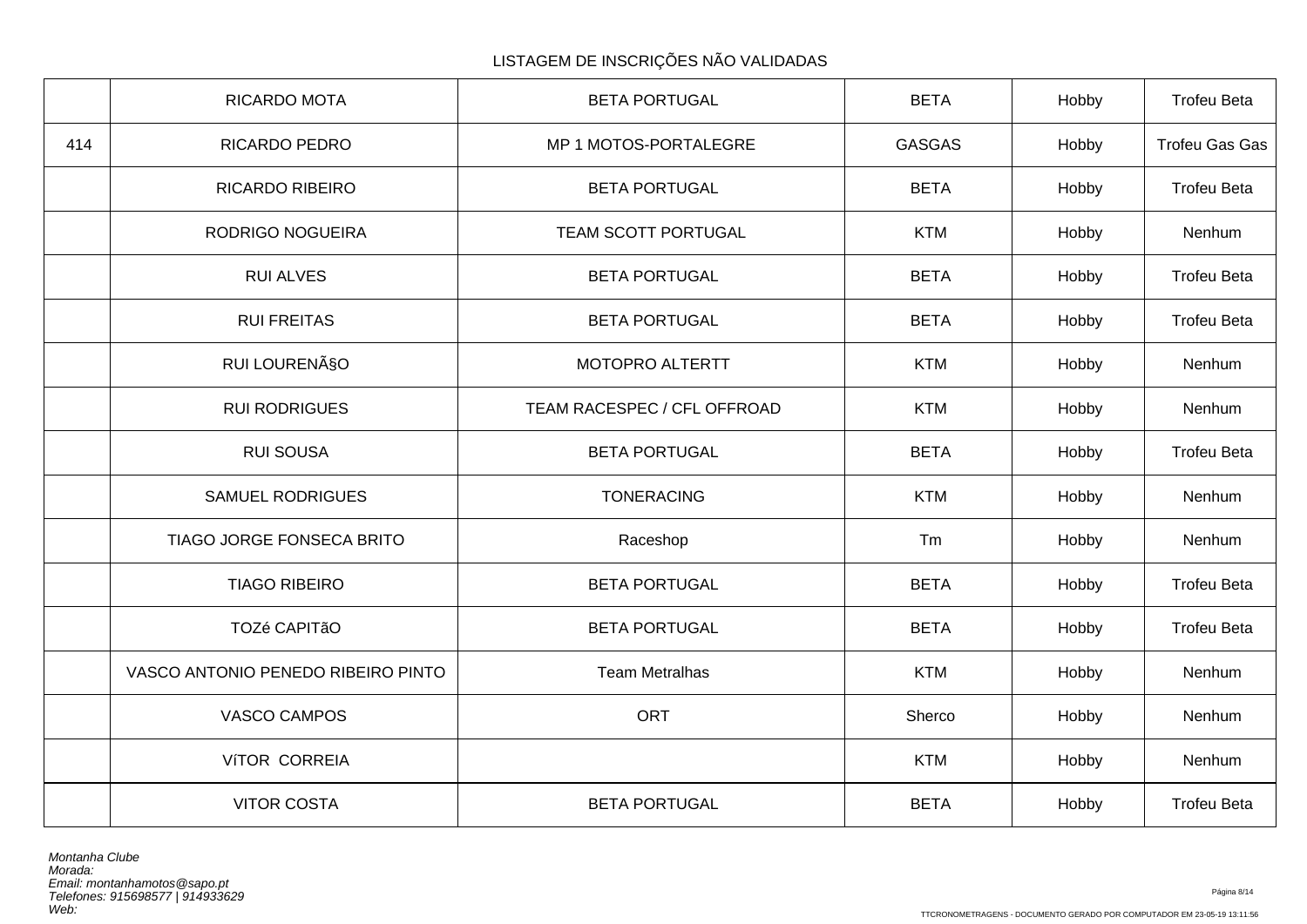LISTAGEM DE INSCRIÇÕES NÃO VALIDADAS

| | | | | | |
|---|---|---|---|---|---|
| | RICARDO MOTA | BETA PORTUGAL | BETA | Hobby | Trofeu Beta |
| 414 | RICARDO PEDRO | MP 1 MOTOS-PORTALEGRE | GASGAS | Hobby | Trofeu Gas Gas |
| | RICARDO RIBEIRO | BETA PORTUGAL | BETA | Hobby | Trofeu Beta |
| | RODRIGO NOGUEIRA | TEAM SCOTT PORTUGAL | KTM | Hobby | Nenhum |
| | RUI ALVES | BETA PORTUGAL | BETA | Hobby | Trofeu Beta |
| | RUI FREITAS | BETA PORTUGAL | BETA | Hobby | Trofeu Beta |
| | RUI LOURENÃ§O | MOTOPRO ALTERTT | KTM | Hobby | Nenhum |
| | RUI RODRIGUES | TEAM RACESPEC / CFL OFFROAD | KTM | Hobby | Nenhum |
| | RUI SOUSA | BETA PORTUGAL | BETA | Hobby | Trofeu Beta |
| | SAMUEL RODRIGUES | TONERACING | KTM | Hobby | Nenhum |
| | TIAGO JORGE FONSECA BRITO | Raceshop | Tm | Hobby | Nenhum |
| | TIAGO RIBEIRO | BETA PORTUGAL | BETA | Hobby | Trofeu Beta |
| | TOZé CAPITãO | BETA PORTUGAL | BETA | Hobby | Trofeu Beta |
| | VASCO ANTONIO PENEDO RIBEIRO PINTO | Team Metralhas | KTM | Hobby | Nenhum |
| | VASCO CAMPOS | ORT | Sherco | Hobby | Nenhum |
| | VíTOR CORREIA | | KTM | Hobby | Nenhum |
| | VITOR COSTA | BETA PORTUGAL | BETA | Hobby | Trofeu Beta |

*Montanha Clube*
*Morada:*
*Email: montanhamotos@sapo.pt*
*Telefones: 915698577 | 914933629*
*Web:*

TTCRONOMETRAGENS - DOCUMENTO GERADO POR COMPUTADOR EM 23-05-19 13:11:56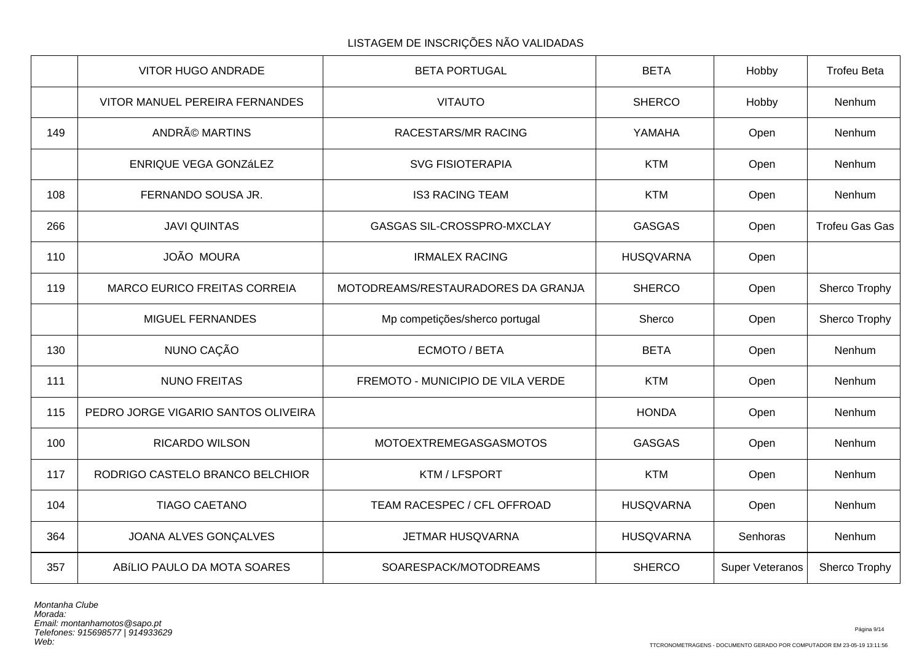LISTAGEM DE INSCRIÇÕES NÃO VALIDADAS

| | | | | | |
|---|---|---|---|---|---|
| | VITOR HUGO ANDRADE | BETA PORTUGAL | BETA | Hobby | Trofeu Beta |
| | VITOR MANUEL PEREIRA FERNANDES | VITAUTO | SHERCO | Hobby | Nenhum |
| 149 | ANDRÃ© MARTINS | RACESTARS/MR RACING | YAMAHA | Open | Nenhum |
| | ENRIQUE VEGA GONZáLEZ | SVG FISIOTERAPIA | KTM | Open | Nenhum |
| 108 | FERNANDO SOUSA JR. | IS3 RACING TEAM | KTM | Open | Nenhum |
| 266 | JAVI QUINTAS | GASGAS SIL-CROSSPRO-MXCLAY | GASGAS | Open | Trofeu Gas Gas |
| 110 | JOÃO MOURA | IRMALEX RACING | HUSQVARNA | Open | |
| 119 | MARCO EURICO FREITAS CORREIA | MOTODREAMS/RESTAURADORES DA GRANJA | SHERCO | Open | Sherco Trophy |
| | MIGUEL FERNANDES | Mp competições/sherco portugal | Sherco | Open | Sherco Trophy |
| 130 | NUNO CAÇÃO | ECMOTO / BETA | BETA | Open | Nenhum |
| 111 | NUNO FREITAS | FREMOTO - MUNICIPIO DE VILA VERDE | KTM | Open | Nenhum |
| 115 | PEDRO JORGE VIGARIO SANTOS OLIVEIRA | | HONDA | Open | Nenhum |
| 100 | RICARDO WILSON | MOTOEXTREMEGASGASMOTOS | GASGAS | Open | Nenhum |
| 117 | RODRIGO CASTELO BRANCO BELCHIOR | KTM / LFSPORT | KTM | Open | Nenhum |
| 104 | TIAGO CAETANO | TEAM RACESPEC / CFL OFFROAD | HUSQVARNA | Open | Nenhum |
| 364 | JOANA ALVES GONÇALVES | JETMAR HUSQVARNA | HUSQVARNA | Senhoras | Nenhum |
| 357 | ABíLIO PAULO DA MOTA SOARES | SOARESPACK/MOTODREAMS | SHERCO | Super Veteranos | Sherco Trophy |

*Montanha Clube*
*Morada:*
*Email: montanhamotos@sapo.pt*
*Telefones: 915698577 | 914933629*
*Web:*

TTCRONOMETRAGENS - DOCUMENTO GERADO POR COMPUTADOR EM 23-05-19 13:11:56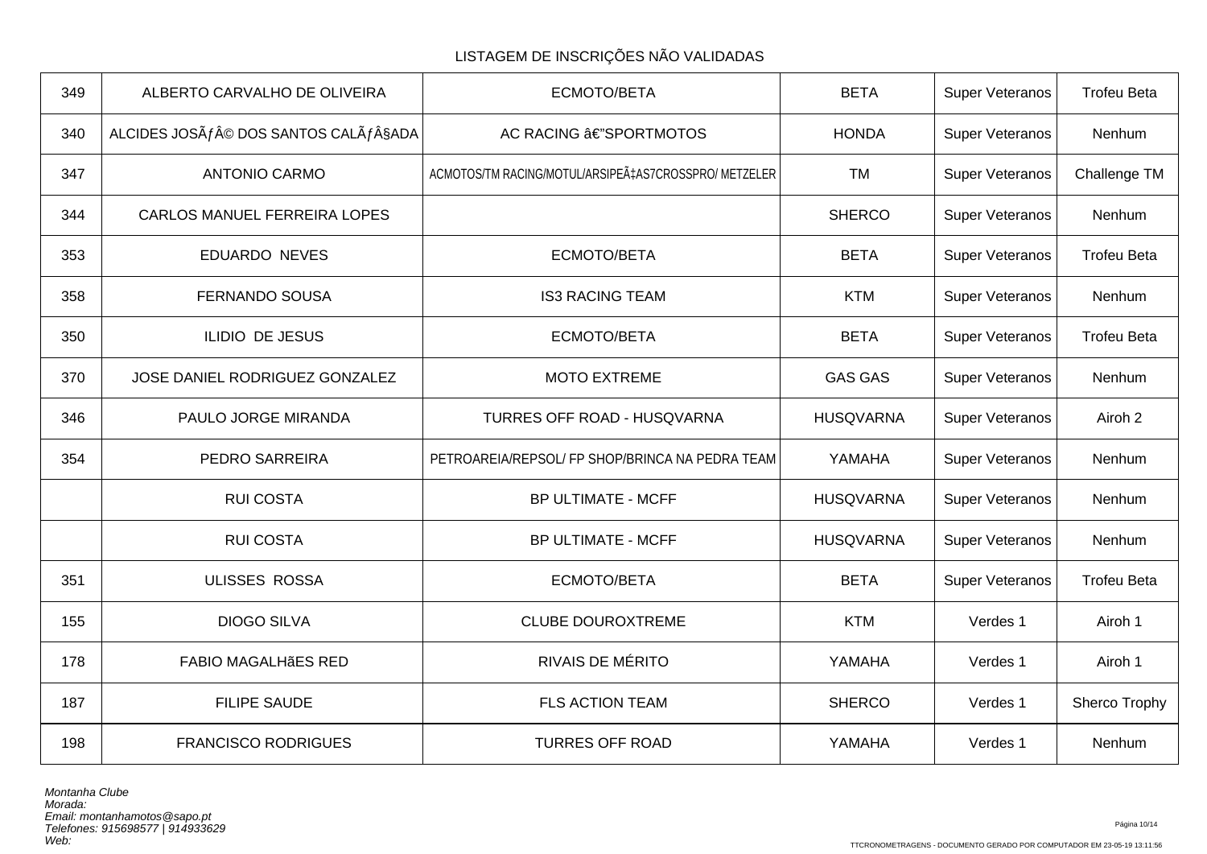LISTAGEM DE INSCRIÇÕES NÃO VALIDADAS

| | | | | | |
|---|---|---|---|---|---|
| 349 | ALBERTO CARVALHO DE OLIVEIRA | ECMOTO/BETA | BETA | Super Veteranos | Trofeu Beta |
| 340 | ALCIDES JOSÃƒÂ© DOS SANTOS CALÃƒÂ§ADA | AC RACING â€"SPORTMOTOS | HONDA | Super Veteranos | Nenhum |
| 347 | ANTONIO CARMO | ACMOTOS/TM RACING/MOTUL/ARSIPEÃ‡AS7CROSSPRO/ METZELER | TM | Super Veteranos | Challenge TM |
| 344 | CARLOS MANUEL FERREIRA LOPES | | SHERCO | Super Veteranos | Nenhum |
| 353 | EDUARDO NEVES | ECMOTO/BETA | BETA | Super Veteranos | Trofeu Beta |
| 358 | FERNANDO SOUSA | IS3 RACING TEAM | KTM | Super Veteranos | Nenhum |
| 350 | ILIDIO DE JESUS | ECMOTO/BETA | BETA | Super Veteranos | Trofeu Beta |
| 370 | JOSE DANIEL RODRIGUEZ GONZALEZ | MOTO EXTREME | GAS GAS | Super Veteranos | Nenhum |
| 346 | PAULO JORGE MIRANDA | TURRES OFF ROAD - HUSQVARNA | HUSQVARNA | Super Veteranos | Airoh 2 |
| 354 | PEDRO SARREIRA | PETROAREIA/REPSOL/ FP SHOP/BRINCA NA PEDRA TEAM | YAMAHA | Super Veteranos | Nenhum |
| | RUI COSTA | BP ULTIMATE - MCFF | HUSQVARNA | Super Veteranos | Nenhum |
| | RUI COSTA | BP ULTIMATE - MCFF | HUSQVARNA | Super Veteranos | Nenhum |
| 351 | ULISSES ROSSA | ECMOTO/BETA | BETA | Super Veteranos | Trofeu Beta |
| 155 | DIOGO SILVA | CLUBE DOUROXTREME | KTM | Verdes 1 | Airoh 1 |
| 178 | FABIO MAGALHãES RED | RIVAIS DE MÉRITO | YAMAHA | Verdes 1 | Airoh 1 |
| 187 | FILIPE SAUDE | FLS ACTION TEAM | SHERCO | Verdes 1 | Sherco Trophy |
| 198 | FRANCISCO RODRIGUES | TURRES OFF ROAD | YAMAHA | Verdes 1 | Nenhum |

*Montanha Clube*
*Morada:*
*Email: montanhamotos@sapo.pt*
*Telefones: 915698577 | 914933629*
*Web:*

TTCRONOMETRAGENS - DOCUMENTO GERADO POR COMPUTADOR EM 23-05-19 13:11:56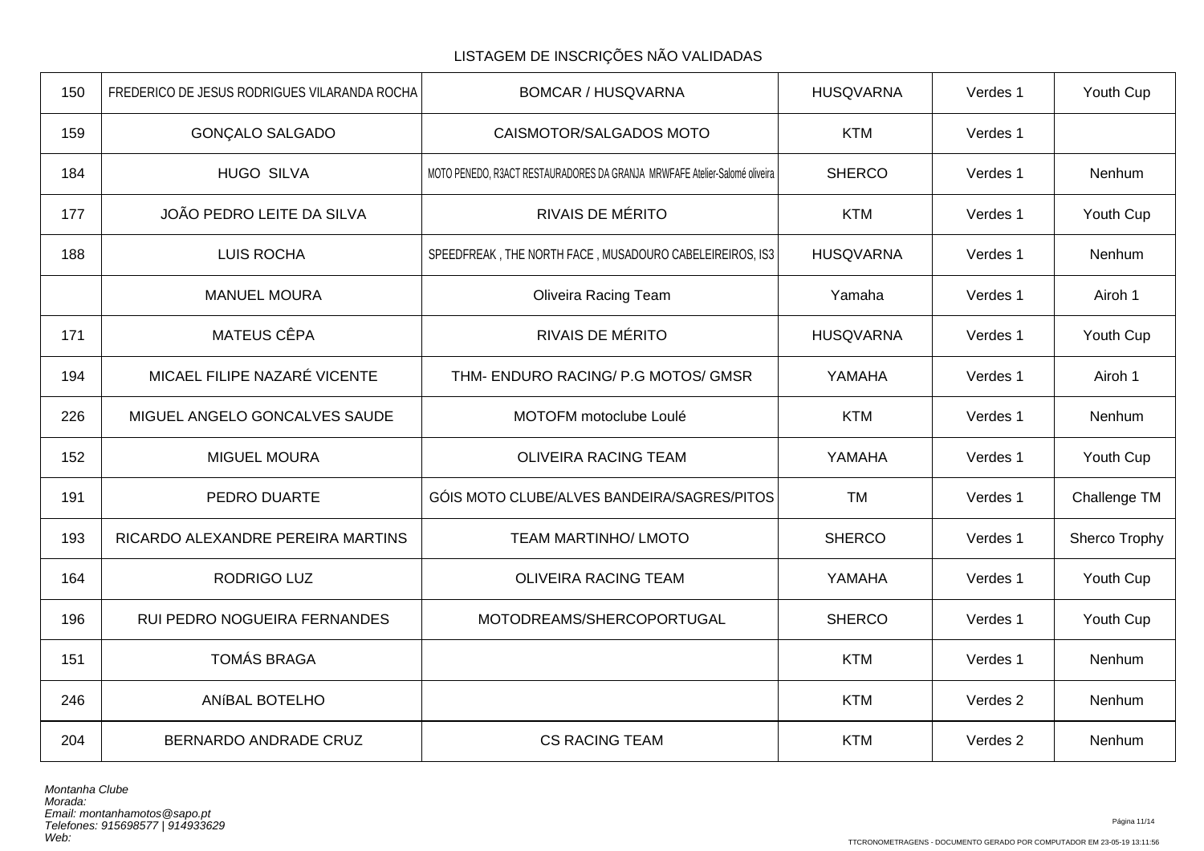LISTAGEM DE INSCRIÇÕES NÃO VALIDADAS

| | | | | | |
|---|---|---|---|---|---|
| 150 | FREDERICO DE JESUS RODRIGUES VILARANDA ROCHA | BOMCAR / HUSQVARNA | HUSQVARNA | Verdes 1 | Youth Cup |
| 159 | GONÇALO SALGADO | CAISMOTOR/SALGADOS MOTO | KTM | Verdes 1 | |
| 184 | HUGO  SILVA | MOTO PENEDO, R3ACT RESTAURADORES DA GRANJA  MRWFAFE Atelier-Salomé oliveira | SHERCO | Verdes 1 | Nenhum |
| 177 | JOÃO PEDRO LEITE DA SILVA | RIVAIS DE MÉRITO | KTM | Verdes 1 | Youth Cup |
| 188 | LUIS ROCHA | SPEEDFREAK , THE NORTH FACE , MUSADOURO CABELEIREIROS, IS3 | HUSQVARNA | Verdes 1 | Nenhum |
| | MANUEL MOURA | Oliveira Racing Team | Yamaha | Verdes 1 | Airoh 1 |
| 171 | MATEUS CÊPA | RIVAIS DE MÉRITO | HUSQVARNA | Verdes 1 | Youth Cup |
| 194 | MICAEL FILIPE NAZARÉ VICENTE | THM- ENDURO RACING/ P.G MOTOS/ GMSR | YAMAHA | Verdes 1 | Airoh 1 |
| 226 | MIGUEL ANGELO GONCALVES SAUDE | MOTOFM motoclube Loulé | KTM | Verdes 1 | Nenhum |
| 152 | MIGUEL MOURA | OLIVEIRA RACING TEAM | YAMAHA | Verdes 1 | Youth Cup |
| 191 | PEDRO DUARTE | GÓIS MOTO CLUBE/ALVES BANDEIRA/SAGRES/PITOS | TM | Verdes 1 | Challenge TM |
| 193 | RICARDO ALEXANDRE PEREIRA MARTINS | TEAM MARTINHO/ LMOTO | SHERCO | Verdes 1 | Sherco Trophy |
| 164 | RODRIGO LUZ | OLIVEIRA RACING TEAM | YAMAHA | Verdes 1 | Youth Cup |
| 196 | RUI PEDRO NOGUEIRA FERNANDES | MOTODREAMS/SHERCOPORTUGAL | SHERCO | Verdes 1 | Youth Cup |
| 151 | TOMÁS BRAGA | | KTM | Verdes 1 | Nenhum |
| 246 | ANíBAL BOTELHO | | KTM | Verdes 2 | Nenhum |
| 204 | BERNARDO ANDRADE CRUZ | CS RACING TEAM | KTM | Verdes 2 | Nenhum |

*Montanha Clube*
*Morada:*
*Email: montanhamotos@sapo.pt*
*Telefones: 915698577 | 914933629*
*Web:*

TTCRONOMETRAGENS - DOCUMENTO GERADO POR COMPUTADOR EM 23-05-19 13:11:56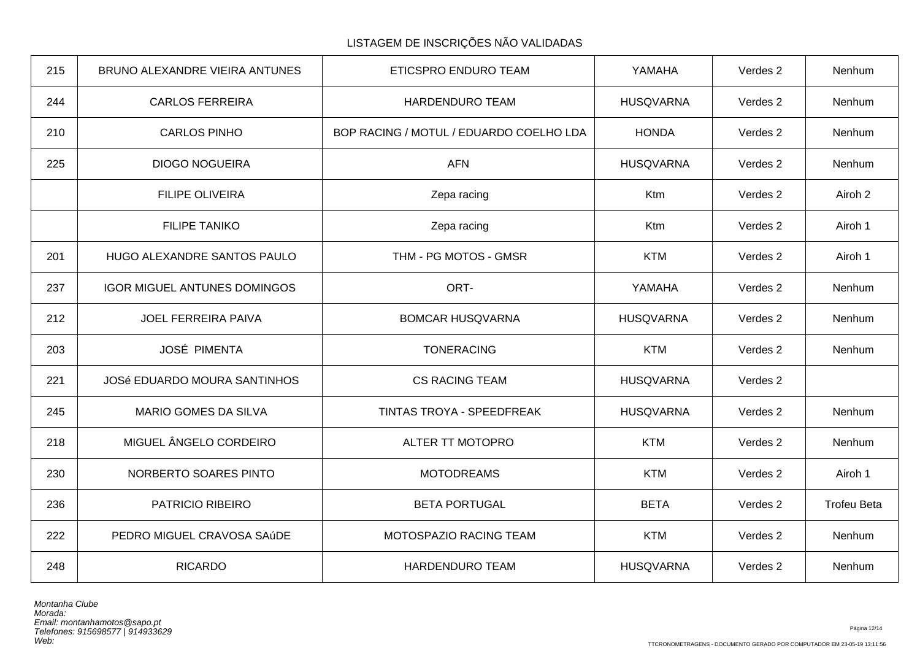LISTAGEM DE INSCRIÇÕES NÃO VALIDADAS

| | | | | | |
|---|---|---|---|---|---|
| 215 | BRUNO ALEXANDRE VIEIRA ANTUNES | ETICSPRO ENDURO TEAM | YAMAHA | Verdes 2 | Nenhum |
| 244 | CARLOS FERREIRA | HARDENDURO TEAM | HUSQVARNA | Verdes 2 | Nenhum |
| 210 | CARLOS PINHO | BOP RACING / MOTUL / EDUARDO COELHO LDA | HONDA | Verdes 2 | Nenhum |
| 225 | DIOGO NOGUEIRA | AFN | HUSQVARNA | Verdes 2 | Nenhum |
| | FILIPE OLIVEIRA | Zepa racing | Ktm | Verdes 2 | Airoh 2 |
| | FILIPE TANIKO | Zepa racing | Ktm | Verdes 2 | Airoh 1 |
| 201 | HUGO ALEXANDRE SANTOS PAULO | THM - PG MOTOS - GMSR | KTM | Verdes 2 | Airoh 1 |
| 237 | IGOR MIGUEL ANTUNES DOMINGOS | ORT- | YAMAHA | Verdes 2 | Nenhum |
| 212 | JOEL FERREIRA PAIVA | BOMCAR HUSQVARNA | HUSQVARNA | Verdes 2 | Nenhum |
| 203 | JOSÉ PIMENTA | TONERACING | KTM | Verdes 2 | Nenhum |
| 221 | JOSé EDUARDO MOURA SANTINHOS | CS RACING TEAM | HUSQVARNA | Verdes 2 | |
| 245 | MARIO GOMES DA SILVA | TINTAS TROYA - SPEEDFREAK | HUSQVARNA | Verdes 2 | Nenhum |
| 218 | MIGUEL ÂNGELO CORDEIRO | ALTER TT MOTOPRO | KTM | Verdes 2 | Nenhum |
| 230 | NORBERTO SOARES PINTO | MOTODREAMS | KTM | Verdes 2 | Airoh 1 |
| 236 | PATRICIO RIBEIRO | BETA PORTUGAL | BETA | Verdes 2 | Trofeu Beta |
| 222 | PEDRO MIGUEL CRAVOSA SAúDE | MOTOSPAZIO RACING TEAM | KTM | Verdes 2 | Nenhum |
| 248 | RICARDO | HARDENDURO TEAM | HUSQVARNA | Verdes 2 | Nenhum |

*Montanha Clube*
*Morada:*
*Email: montanhamotos@sapo.pt*
*Telefones: 915698577 | 914933629*
*Web:*

TTCRONOMETRAGENS - DOCUMENTO GERADO POR COMPUTADOR EM 23-05-19 13:11:56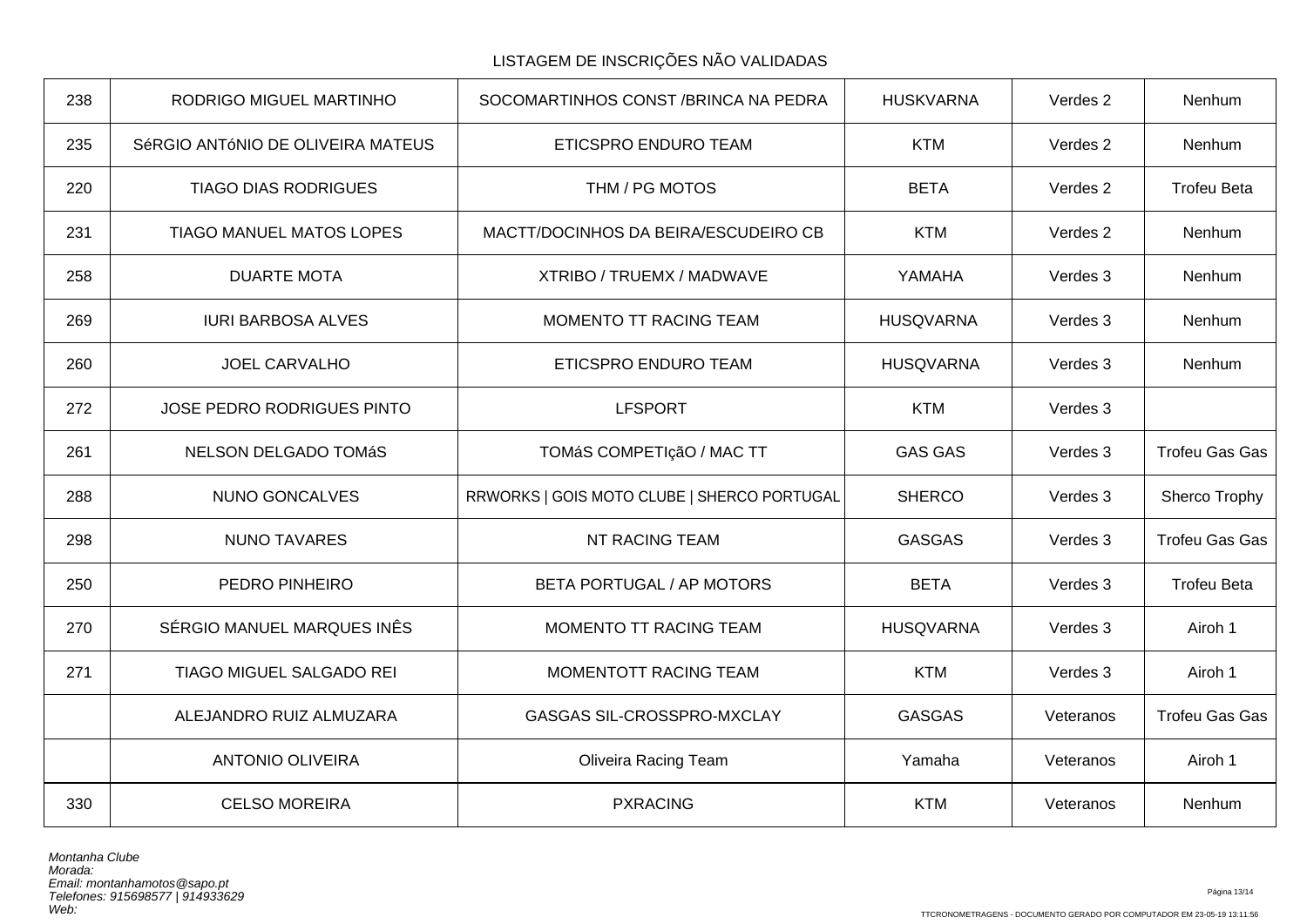LISTAGEM DE INSCRIÇÕES NÃO VALIDADAS

| | | | | | |
|---|---|---|---|---|---|
| 238 | RODRIGO MIGUEL MARTINHO | SOCOMARTINHOS CONST /BRINCA NA PEDRA | HUSKVARNA | Verdes 2 | Nenhum |
| 235 | SéRGIO ANTóNIO DE OLIVEIRA MATEUS | ETICSPRO ENDURO TEAM | KTM | Verdes 2 | Nenhum |
| 220 | TIAGO DIAS RODRIGUES | THM / PG MOTOS | BETA | Verdes 2 | Trofeu Beta |
| 231 | TIAGO MANUEL MATOS LOPES | MACTT/DOCINHOS DA BEIRA/ESCUDEIRO CB | KTM | Verdes 2 | Nenhum |
| 258 | DUARTE MOTA | XTRIBO / TRUEMX / MADWAVE | YAMAHA | Verdes 3 | Nenhum |
| 269 | IURI BARBOSA ALVES | MOMENTO TT RACING TEAM | HUSQVARNA | Verdes 3 | Nenhum |
| 260 | JOEL CARVALHO | ETICSPRO ENDURO TEAM | HUSQVARNA | Verdes 3 | Nenhum |
| 272 | JOSE PEDRO RODRIGUES PINTO | LFSPORT | KTM | Verdes 3 | |
| 261 | NELSON DELGADO TOMáS | TOMáS COMPETIçãO / MAC TT | GAS GAS | Verdes 3 | Trofeu Gas Gas |
| 288 | NUNO GONCALVES | RRWORKS \| GOIS MOTO CLUBE \| SHERCO PORTUGAL | SHERCO | Verdes 3 | Sherco Trophy |
| 298 | NUNO TAVARES | NT RACING TEAM | GASGAS | Verdes 3 | Trofeu Gas Gas |
| 250 | PEDRO PINHEIRO | BETA PORTUGAL / AP MOTORS | BETA | Verdes 3 | Trofeu Beta |
| 270 | SÉRGIO MANUEL MARQUES INÊS | MOMENTO TT RACING TEAM | HUSQVARNA | Verdes 3 | Airoh 1 |
| 271 | TIAGO MIGUEL SALGADO REI | MOMENTOTT RACING TEAM | KTM | Verdes 3 | Airoh 1 |
| | ALEJANDRO RUIZ ALMUZARA | GASGAS SIL-CROSSPRO-MXCLAY | GASGAS | Veteranos | Trofeu Gas Gas |
| | ANTONIO OLIVEIRA | Oliveira Racing Team | Yamaha | Veteranos | Airoh 1 |
| 330 | CELSO MOREIRA | PXRACING | KTM | Veteranos | Nenhum |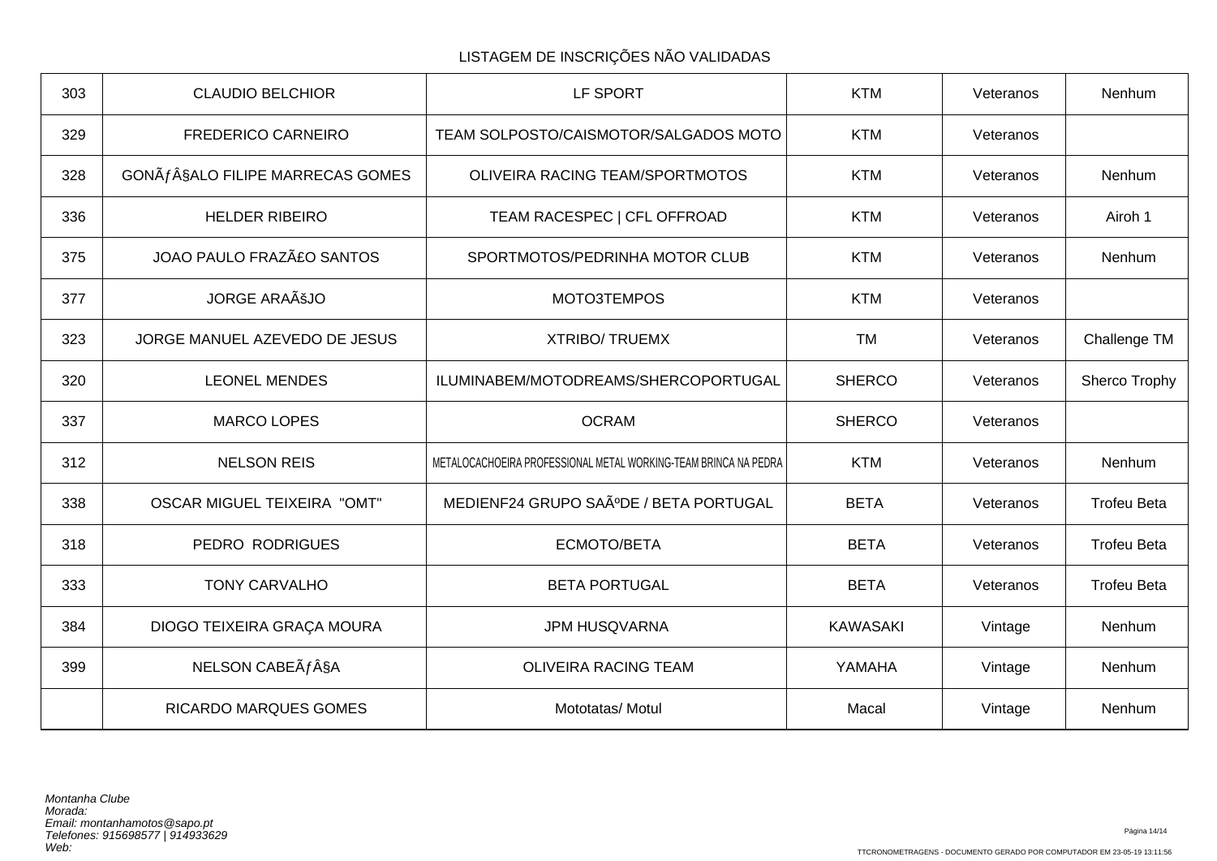LISTAGEM DE INSCRIÇÕES NÃO VALIDADAS

| | | | | | |
|---|---|---|---|---|---|
| 303 | CLAUDIO BELCHIOR | LF SPORT | KTM | Veteranos | Nenhum |
| 329 | FREDERICO CARNEIRO | TEAM SOLPOSTO/CAISMOTOR/SALGADOS MOTO | KTM | Veteranos | |
| 328 | GONÃƒÂ§ALO FILIPE MARRECAS GOMES | OLIVEIRA RACING TEAM/SPORTMOTOS | KTM | Veteranos | Nenhum |
| 336 | HELDER RIBEIRO | TEAM RACESPEC \| CFL OFFROAD | KTM | Veteranos | Airoh 1 |
| 375 | JOAO PAULO FRAZÃ£O SANTOS | SPORTMOTOS/PEDRINHA MOTOR CLUB | KTM | Veteranos | Nenhum |
| 377 | JORGE ARAÃšJO | MOTO3TEMPOS | KTM | Veteranos | |
| 323 | JORGE MANUEL AZEVEDO DE JESUS | XTRIBO/ TRUEMX | TM | Veteranos | Challenge TM |
| 320 | LEONEL MENDES | ILUMINABEM/MOTODREAMS/SHERCOPORTUGAL | SHERCO | Veteranos | Sherco Trophy |
| 337 | MARCO LOPES | OCRAM | SHERCO | Veteranos | |
| 312 | NELSON REIS | METALOCACHOEIRA PROFESSIONAL METAL WORKING-TEAM BRINCA NA PEDRA | KTM | Veteranos | Nenhum |
| 338 | OSCAR MIGUEL TEIXEIRA "OMT" | MEDIENF24 GRUPO SAÃºDE / BETA PORTUGAL | BETA | Veteranos | Trofeu Beta |
| 318 | PEDRO RODRIGUES | ECMOTO/BETA | BETA | Veteranos | Trofeu Beta |
| 333 | TONY CARVALHO | BETA PORTUGAL | BETA | Veteranos | Trofeu Beta |
| 384 | DIOGO TEIXEIRA GRAÇA MOURA | JPM HUSQVARNA | KAWASAKI | Vintage | Nenhum |
| 399 | NELSON CABEÃƒÂ§A | OLIVEIRA RACING TEAM | YAMAHA | Vintage | Nenhum |
| | RICARDO MARQUES GOMES | Mototatas/ Motul | Macal | Vintage | Nenhum |

*Montanha Clube*
*Morada:*
*Email: montanhamotos@sapo.pt*
*Telefones: 915698577 | 914933629*
*Web:*

TTCRONOMETRAGENS - DOCUMENTO GERADO POR COMPUTADOR EM 23-05-19 13:11:56